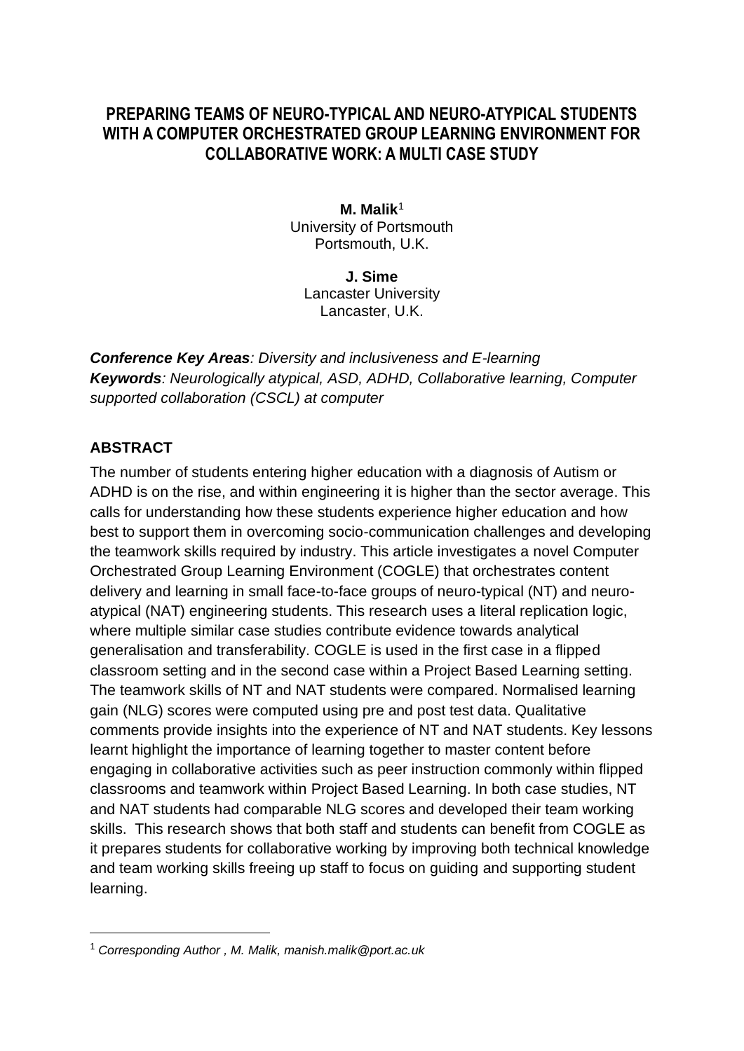# PREPARING TEAMS OF NEURO-TYPICAL AND NEURO-ATYPICAL STUDENTS WITH A COMPUTER ORCHESTRATED GROUP LEARNING ENVIRONMENT FOR COLLABORATIVE WORK: A MULTI CASE STUDY

**M. Malik**[1]
University of Portsmouth
Portsmouth, U.K.

**J. Sime**
Lancaster University
Lancaster, U.K.

***Conference Key Areas**: Diversity and inclusiveness and E-learning*
***Keywords**: Neurologically atypical, ASD, ADHD, Collaborative learning, Computer supported collaboration (CSCL) at computer*

## ABSTRACT

The number of students entering higher education with a diagnosis of Autism or ADHD is on the rise, and within engineering it is higher than the sector average. This calls for understanding how these students experience higher education and how best to support them in overcoming socio-communication challenges and developing the teamwork skills required by industry. This article investigates a novel Computer Orchestrated Group Learning Environment (COGLE) that orchestrates content delivery and learning in small face-to-face groups of neuro-typical (NT) and neuro-atypical (NAT) engineering students. This research uses a literal replication logic, where multiple similar case studies contribute evidence towards analytical generalisation and transferability. COGLE is used in the first case in a flipped classroom setting and in the second case within a Project Based Learning setting. The teamwork skills of NT and NAT students were compared. Normalised learning gain (NLG) scores were computed using pre and post test data. Qualitative comments provide insights into the experience of NT and NAT students. Key lessons learnt highlight the importance of learning together to master content before engaging in collaborative activities such as peer instruction commonly within flipped classrooms and teamwork within Project Based Learning. In both case studies, NT and NAT students had comparable NLG scores and developed their team working skills. This research shows that both staff and students can benefit from COGLE as it prepares students for collaborative working by improving both technical knowledge and team working skills freeing up staff to focus on guiding and supporting student learning.

---

[1] *Corresponding Author , M. Malik, manish.malik@port.ac.uk*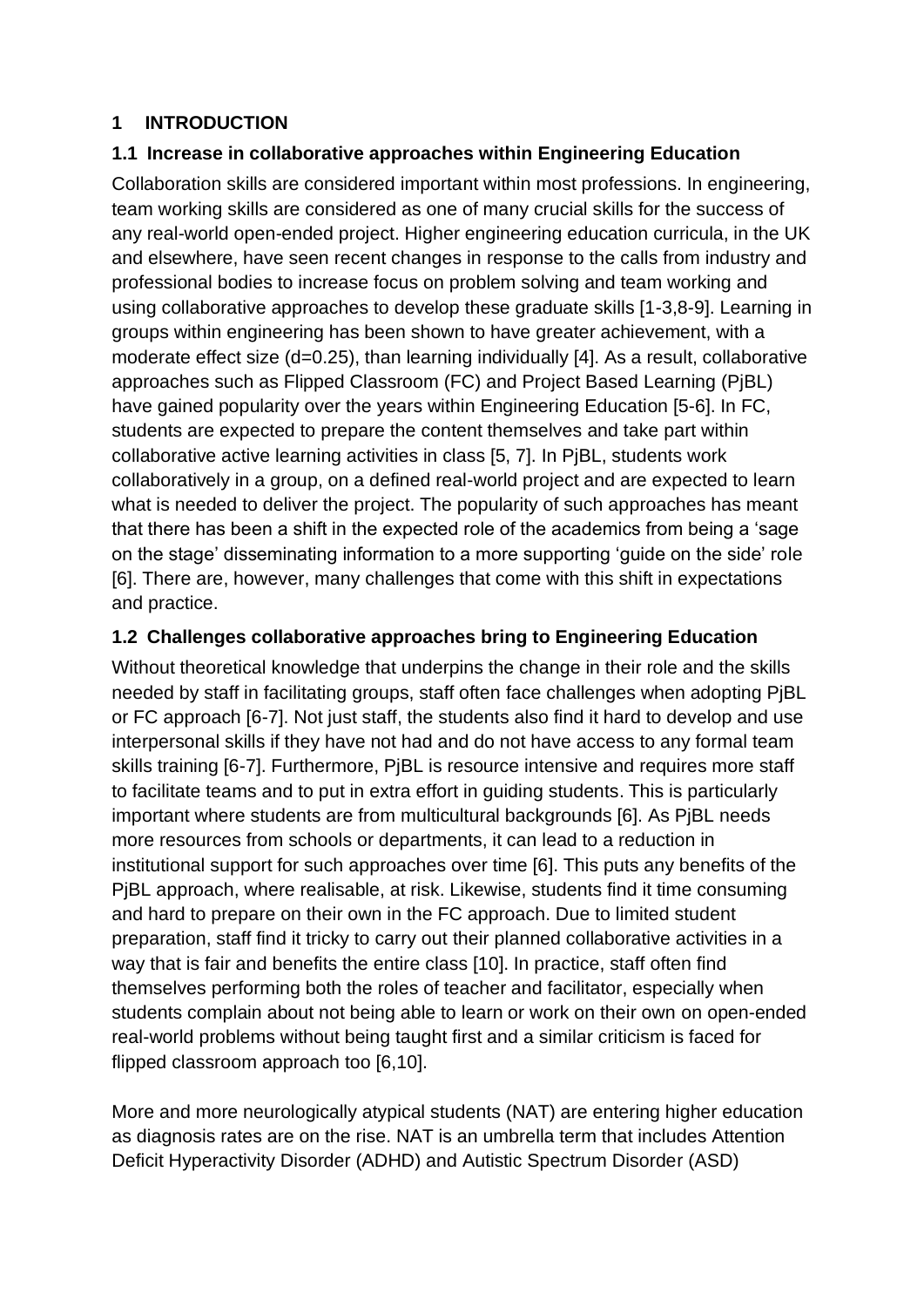# 1 INTRODUCTION

## 1.1 Increase in collaborative approaches within Engineering Education

Collaboration skills are considered important within most professions. In engineering, team working skills are considered as one of many crucial skills for the success of any real-world open-ended project. Higher engineering education curricula, in the UK and elsewhere, have seen recent changes in response to the calls from industry and professional bodies to increase focus on problem solving and team working and using collaborative approaches to develop these graduate skills [1-3,8-9]. Learning in groups within engineering has been shown to have greater achievement, with a moderate effect size (d=0.25), than learning individually [4]. As a result, collaborative approaches such as Flipped Classroom (FC) and Project Based Learning (PjBL) have gained popularity over the years within Engineering Education [5-6]. In FC, students are expected to prepare the content themselves and take part within collaborative active learning activities in class [5, 7]. In PjBL, students work collaboratively in a group, on a defined real-world project and are expected to learn what is needed to deliver the project. The popularity of such approaches has meant that there has been a shift in the expected role of the academics from being a 'sage on the stage' disseminating information to a more supporting 'guide on the side' role [6]. There are, however, many challenges that come with this shift in expectations and practice.

## 1.2 Challenges collaborative approaches bring to Engineering Education

Without theoretical knowledge that underpins the change in their role and the skills needed by staff in facilitating groups, staff often face challenges when adopting PjBL or FC approach [6-7]. Not just staff, the students also find it hard to develop and use interpersonal skills if they have not had and do not have access to any formal team skills training [6-7]. Furthermore, PjBL is resource intensive and requires more staff to facilitate teams and to put in extra effort in guiding students. This is particularly important where students are from multicultural backgrounds [6]. As PjBL needs more resources from schools or departments, it can lead to a reduction in institutional support for such approaches over time [6]. This puts any benefits of the PjBL approach, where realisable, at risk. Likewise, students find it time consuming and hard to prepare on their own in the FC approach. Due to limited student preparation, staff find it tricky to carry out their planned collaborative activities in a way that is fair and benefits the entire class [10]. In practice, staff often find themselves performing both the roles of teacher and facilitator, especially when students complain about not being able to learn or work on their own on open-ended real-world problems without being taught first and a similar criticism is faced for flipped classroom approach too [6,10].

More and more neurologically atypical students (NAT) are entering higher education as diagnosis rates are on the rise. NAT is an umbrella term that includes Attention Deficit Hyperactivity Disorder (ADHD) and Autistic Spectrum Disorder (ASD)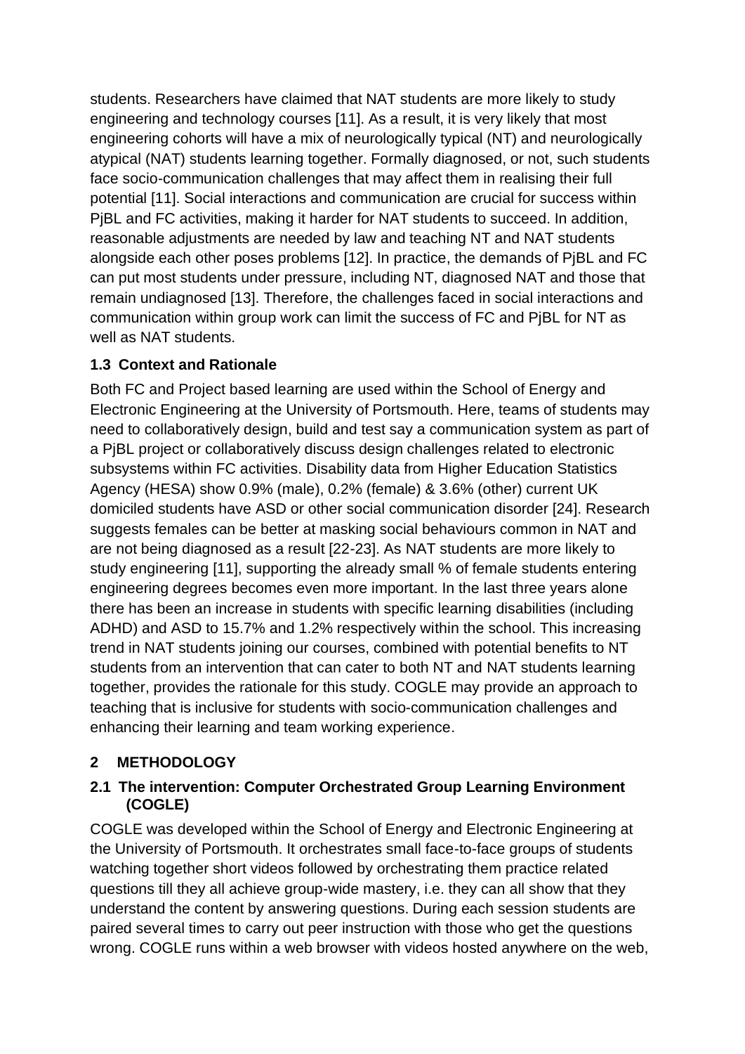students. Researchers have claimed that NAT students are more likely to study engineering and technology courses [11]. As a result, it is very likely that most engineering cohorts will have a mix of neurologically typical (NT) and neurologically atypical (NAT) students learning together. Formally diagnosed, or not, such students face socio-communication challenges that may affect them in realising their full potential [11]. Social interactions and communication are crucial for success within PjBL and FC activities, making it harder for NAT students to succeed. In addition, reasonable adjustments are needed by law and teaching NT and NAT students alongside each other poses problems [12]. In practice, the demands of PjBL and FC can put most students under pressure, including NT, diagnosed NAT and those that remain undiagnosed [13]. Therefore, the challenges faced in social interactions and communication within group work can limit the success of FC and PjBL for NT as well as NAT students.

### 1.3 Context and Rationale

Both FC and Project based learning are used within the School of Energy and Electronic Engineering at the University of Portsmouth. Here, teams of students may need to collaboratively design, build and test say a communication system as part of a PjBL project or collaboratively discuss design challenges related to electronic subsystems within FC activities. Disability data from Higher Education Statistics Agency (HESA) show 0.9% (male), 0.2% (female) & 3.6% (other) current UK domiciled students have ASD or other social communication disorder [24]. Research suggests females can be better at masking social behaviours common in NAT and are not being diagnosed as a result [22-23]. As NAT students are more likely to study engineering [11], supporting the already small % of female students entering engineering degrees becomes even more important. In the last three years alone there has been an increase in students with specific learning disabilities (including ADHD) and ASD to 15.7% and 1.2% respectively within the school. This increasing trend in NAT students joining our courses, combined with potential benefits to NT students from an intervention that can cater to both NT and NAT students learning together, provides the rationale for this study. COGLE may provide an approach to teaching that is inclusive for students with socio-communication challenges and enhancing their learning and team working experience.

## 2 METHODOLOGY

### 2.1 The intervention: Computer Orchestrated Group Learning Environment (COGLE)

COGLE was developed within the School of Energy and Electronic Engineering at the University of Portsmouth. It orchestrates small face-to-face groups of students watching together short videos followed by orchestrating them practice related questions till they all achieve group-wide mastery, i.e. they can all show that they understand the content by answering questions. During each session students are paired several times to carry out peer instruction with those who get the questions wrong. COGLE runs within a web browser with videos hosted anywhere on the web,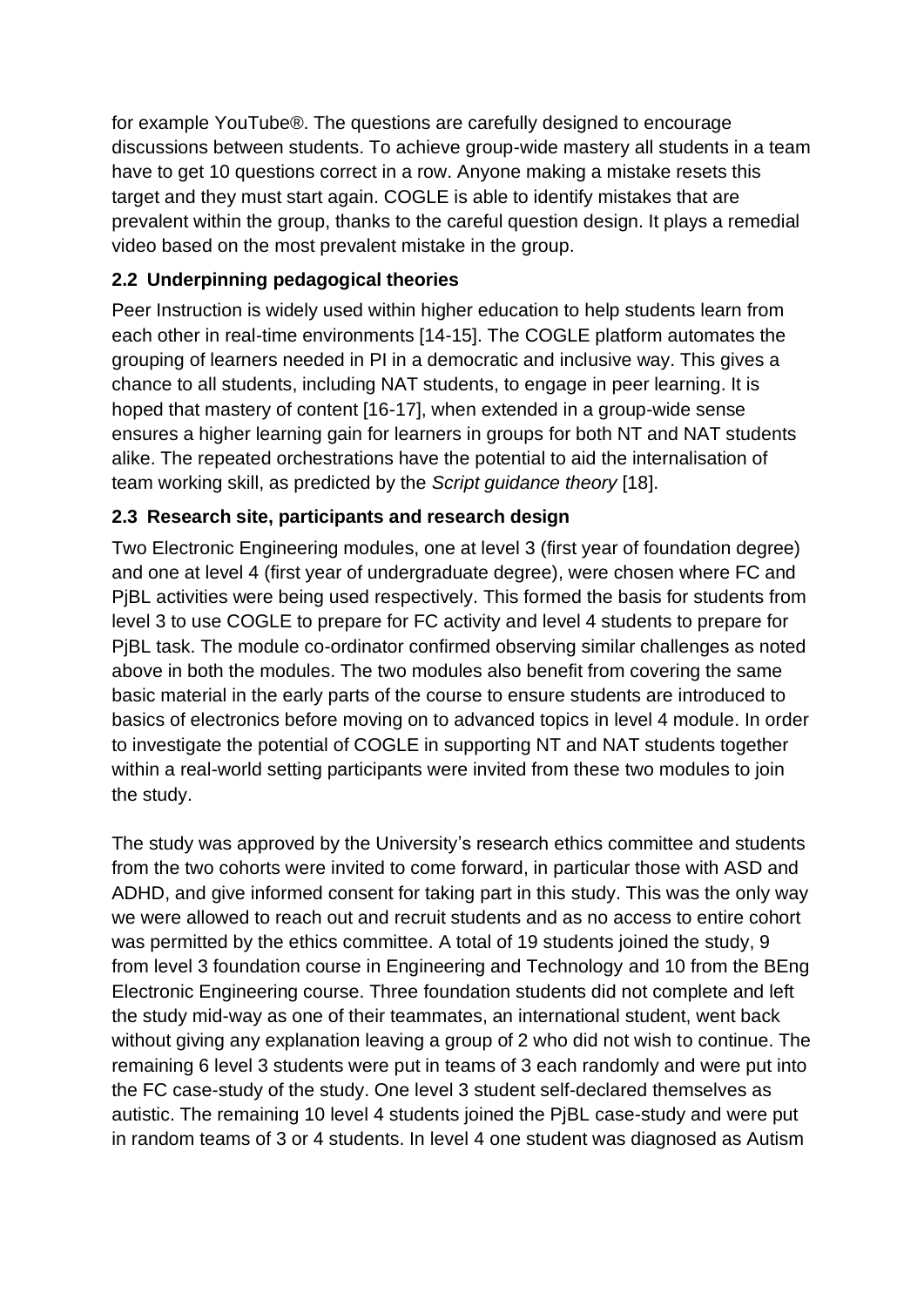for example YouTube®. The questions are carefully designed to encourage discussions between students. To achieve group-wide mastery all students in a team have to get 10 questions correct in a row. Anyone making a mistake resets this target and they must start again. COGLE is able to identify mistakes that are prevalent within the group, thanks to the careful question design. It plays a remedial video based on the most prevalent mistake in the group.

### 2.2 Underpinning pedagogical theories

Peer Instruction is widely used within higher education to help students learn from each other in real-time environments [14-15]. The COGLE platform automates the grouping of learners needed in PI in a democratic and inclusive way. This gives a chance to all students, including NAT students, to engage in peer learning. It is hoped that mastery of content [16-17], when extended in a group-wide sense ensures a higher learning gain for learners in groups for both NT and NAT students alike. The repeated orchestrations have the potential to aid the internalisation of team working skill, as predicted by the *Script guidance theory* [18].

### 2.3 Research site, participants and research design

Two Electronic Engineering modules, one at level 3 (first year of foundation degree) and one at level 4 (first year of undergraduate degree), were chosen where FC and PjBL activities were being used respectively. This formed the basis for students from level 3 to use COGLE to prepare for FC activity and level 4 students to prepare for PjBL task. The module co-ordinator confirmed observing similar challenges as noted above in both the modules. The two modules also benefit from covering the same basic material in the early parts of the course to ensure students are introduced to basics of electronics before moving on to advanced topics in level 4 module. In order to investigate the potential of COGLE in supporting NT and NAT students together within a real-world setting participants were invited from these two modules to join the study.

The study was approved by the University's research ethics committee and students from the two cohorts were invited to come forward, in particular those with ASD and ADHD, and give informed consent for taking part in this study. This was the only way we were allowed to reach out and recruit students and as no access to entire cohort was permitted by the ethics committee. A total of 19 students joined the study, 9 from level 3 foundation course in Engineering and Technology and 10 from the BEng Electronic Engineering course. Three foundation students did not complete and left the study mid-way as one of their teammates, an international student, went back without giving any explanation leaving a group of 2 who did not wish to continue. The remaining 6 level 3 students were put in teams of 3 each randomly and were put into the FC case-study of the study. One level 3 student self-declared themselves as autistic. The remaining 10 level 4 students joined the PjBL case-study and were put in random teams of 3 or 4 students. In level 4 one student was diagnosed as Autism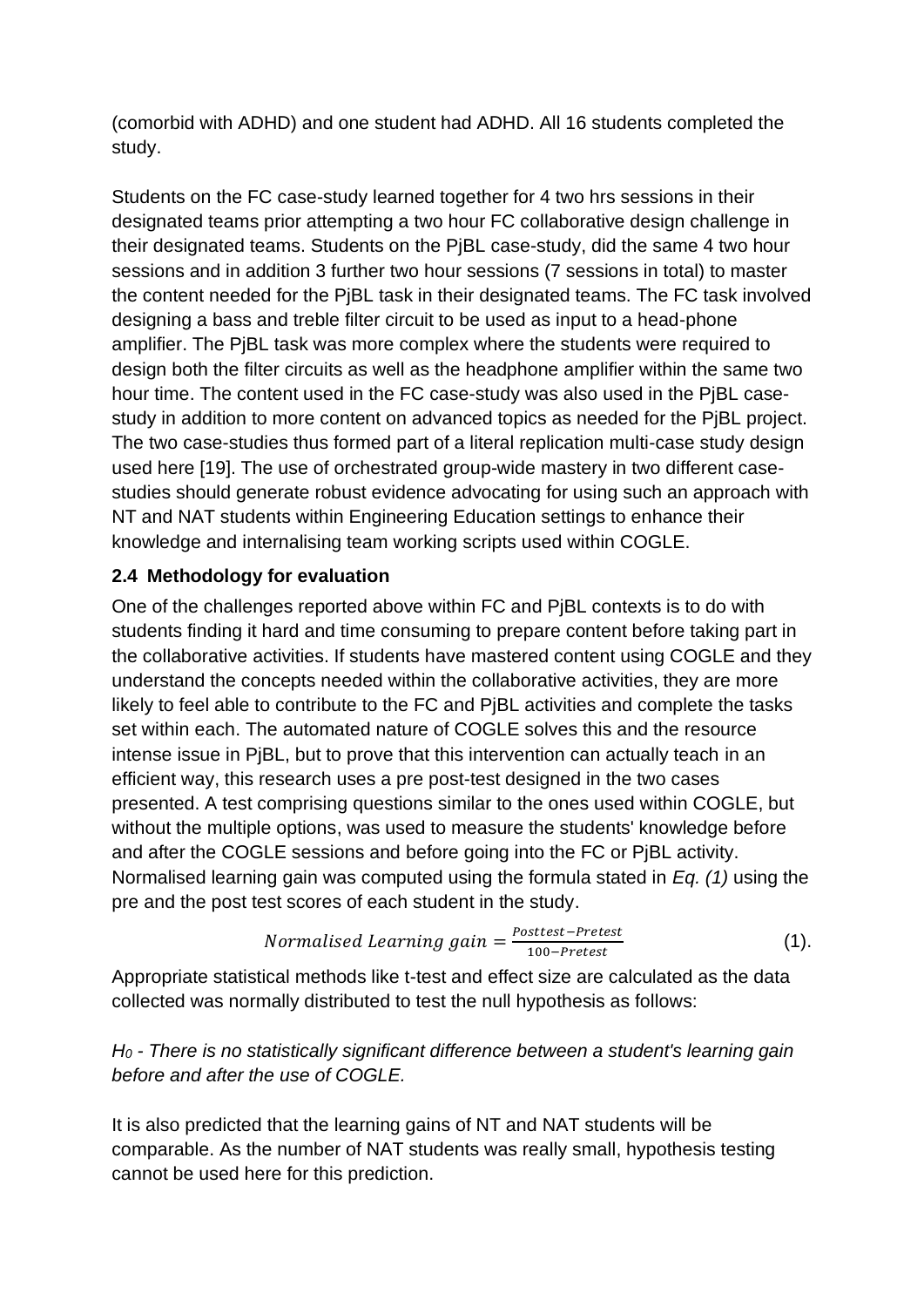(comorbid with ADHD) and one student had ADHD. All 16 students completed the study.

Students on the FC case-study learned together for 4 two hrs sessions in their designated teams prior attempting a two hour FC collaborative design challenge in their designated teams. Students on the PjBL case-study, did the same 4 two hour sessions and in addition 3 further two hour sessions (7 sessions in total) to master the content needed for the PjBL task in their designated teams. The FC task involved designing a bass and treble filter circuit to be used as input to a head-phone amplifier. The PjBL task was more complex where the students were required to design both the filter circuits as well as the headphone amplifier within the same two hour time. The content used in the FC case-study was also used in the PjBL case-study in addition to more content on advanced topics as needed for the PjBL project. The two case-studies thus formed part of a literal replication multi-case study design used here [19]. The use of orchestrated group-wide mastery in two different case-studies should generate robust evidence advocating for using such an approach with NT and NAT students within Engineering Education settings to enhance their knowledge and internalising team working scripts used within COGLE.

### 2.4 Methodology for evaluation

One of the challenges reported above within FC and PjBL contexts is to do with students finding it hard and time consuming to prepare content before taking part in the collaborative activities. If students have mastered content using COGLE and they understand the concepts needed within the collaborative activities, they are more likely to feel able to contribute to the FC and PjBL activities and complete the tasks set within each. The automated nature of COGLE solves this and the resource intense issue in PjBL, but to prove that this intervention can actually teach in an efficient way, this research uses a pre post-test designed in the two cases presented. A test comprising questions similar to the ones used within COGLE, but without the multiple options, was used to measure the students' knowledge before and after the COGLE sessions and before going into the FC or PjBL activity. Normalised learning gain was computed using the formula stated in *Eq. (1)* using the pre and the post test scores of each student in the study.

$$Normalised\ Learning\ gain = \frac{Posttest - Pretest}{100 - Pretest} \quad (1).$$

Appropriate statistical methods like t-test and effect size are calculated as the data collected was normally distributed to test the null hypothesis as follows:

*$H_0$ - There is no statistically significant difference between a student's learning gain before and after the use of COGLE.*

It is also predicted that the learning gains of NT and NAT students will be comparable. As the number of NAT students was really small, hypothesis testing cannot be used here for this prediction.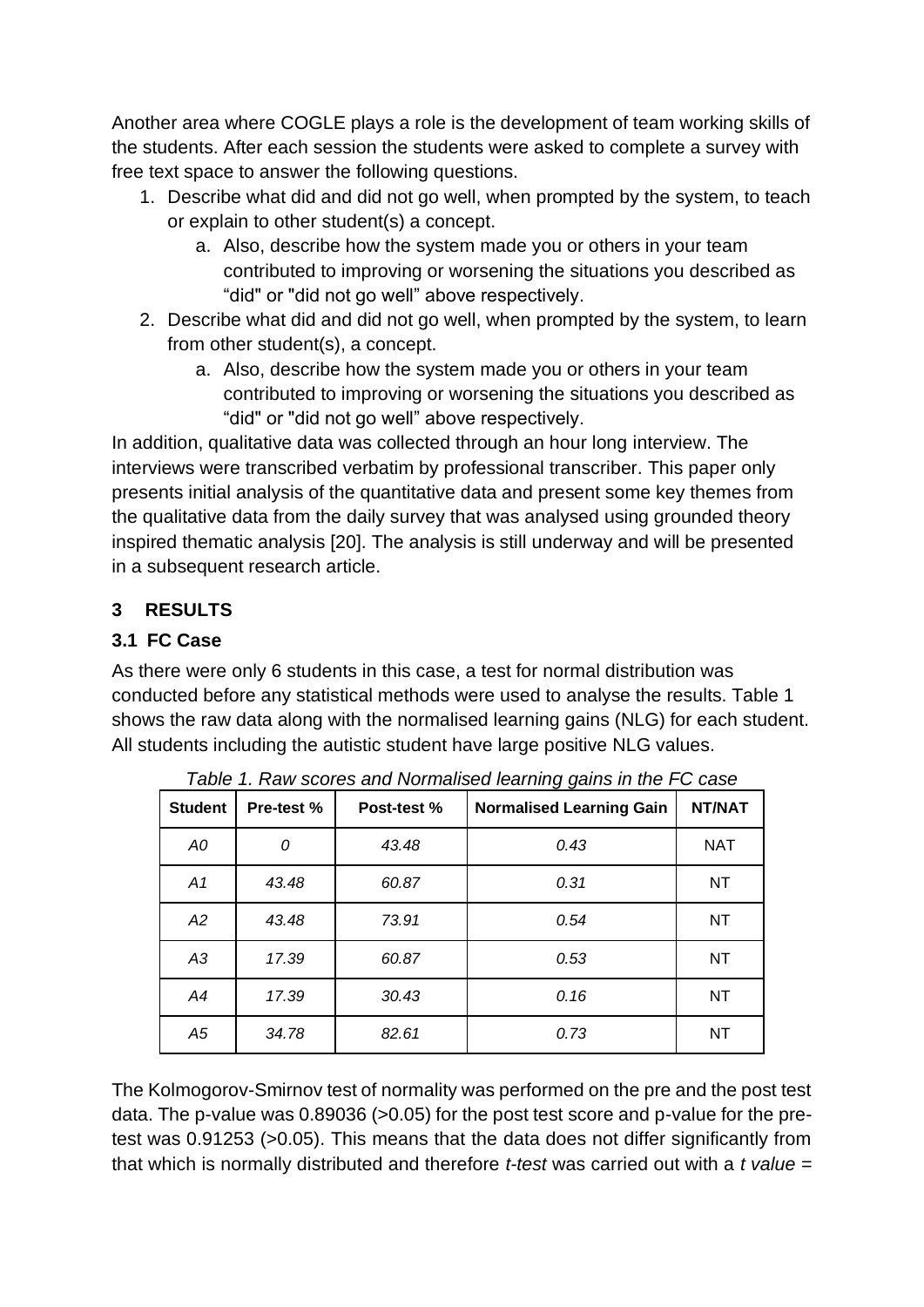Another area where COGLE plays a role is the development of team working skills of the students. After each session the students were asked to complete a survey with free text space to answer the following questions.

1. Describe what did and did not go well, when prompted by the system, to teach or explain to other student(s) a concept.
    a. Also, describe how the system made you or others in your team contributed to improving or worsening the situations you described as “did” or "did not go well” above respectively.
2. Describe what did and did not go well, when prompted by the system, to learn from other student(s), a concept.
    a. Also, describe how the system made you or others in your team contributed to improving or worsening the situations you described as “did” or "did not go well” above respectively.

In addition, qualitative data was collected through an hour long interview. The interviews were transcribed verbatim by professional transcriber. This paper only presents initial analysis of the quantitative data and present some key themes from the qualitative data from the daily survey that was analysed using grounded theory inspired thematic analysis [20]. The analysis is still underway and will be presented in a subsequent research article.

## 3 RESULTS

### 3.1 FC Case

As there were only 6 students in this case, a test for normal distribution was conducted before any statistical methods were used to analyse the results. Table 1 shows the raw data along with the normalised learning gains (NLG) for each student. All students including the autistic student have large positive NLG values.

*Table 1. Raw scores and Normalised learning gains in the FC case*

| Student | Pre-test % | Post-test % | Normalised Learning Gain | NT/NAT |
|---|---|---|---|---|
| *A0* | *0* | *43.48* | *0.43* | NAT |
| *A1* | *43.48* | *60.87* | *0.31* | NT |
| *A2* | *43.48* | *73.91* | *0.54* | NT |
| *A3* | *17.39* | *60.87* | *0.53* | NT |
| *A4* | *17.39* | *30.43* | *0.16* | NT |
| *A5* | *34.78* | *82.61* | *0.73* | NT |

The Kolmogorov-Smirnov test of normality was performed on the pre and the post test data. The p-value was 0.89036 (>0.05) for the post test score and p-value for the pre-test was 0.91253 (>0.05). This means that the data does not differ significantly from that which is normally distributed and therefore *t-test* was carried out with a *t value* =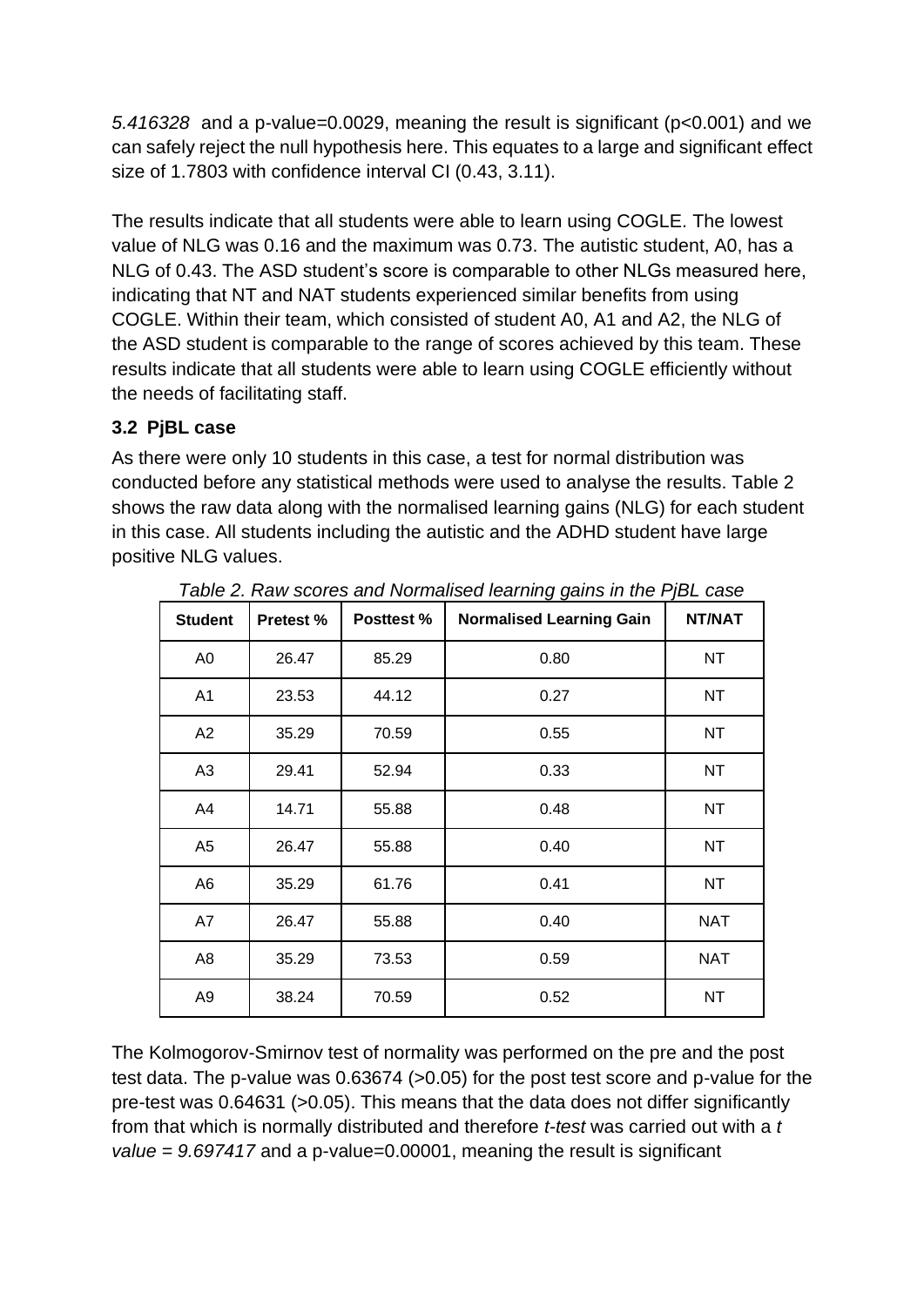*5.416328* and a p-value=0.0029, meaning the result is significant ($p<0.001$) and we can safely reject the null hypothesis here. This equates to a large and significant effect size of 1.7803 with confidence interval CI (0.43, 3.11).

The results indicate that all students were able to learn using COGLE. The lowest value of NLG was 0.16 and the maximum was 0.73. The autistic student, A0, has a NLG of 0.43. The ASD student's score is comparable to other NLGs measured here, indicating that NT and NAT students experienced similar benefits from using COGLE. Within their team, which consisted of student A0, A1 and A2, the NLG of the ASD student is comparable to the range of scores achieved by this team. These results indicate that all students were able to learn using COGLE efficiently without the needs of facilitating staff.

### 3.2 PjBL case

As there were only 10 students in this case, a test for normal distribution was conducted before any statistical methods were used to analyse the results. Table 2 shows the raw data along with the normalised learning gains (NLG) for each student in this case. All students including the autistic and the ADHD student have large positive NLG values.

*Table 2. Raw scores and Normalised learning gains in the PjBL case*

| Student | Pretest % | Posttest % | Normalised Learning Gain | NT/NAT |
|---|---|---|---|---|
| A0 | 26.47 | 85.29 | 0.80 | NT |
| A1 | 23.53 | 44.12 | 0.27 | NT |
| A2 | 35.29 | 70.59 | 0.55 | NT |
| A3 | 29.41 | 52.94 | 0.33 | NT |
| A4 | 14.71 | 55.88 | 0.48 | NT |
| A5 | 26.47 | 55.88 | 0.40 | NT |
| A6 | 35.29 | 61.76 | 0.41 | NT |
| A7 | 26.47 | 55.88 | 0.40 | NAT |
| A8 | 35.29 | 73.53 | 0.59 | NAT |
| A9 | 38.24 | 70.59 | 0.52 | NT |

The Kolmogorov-Smirnov test of normality was performed on the pre and the post test data. The p-value was 0.63674 (>0.05) for the post test score and p-value for the pre-test was 0.64631 (>0.05). This means that the data does not differ significantly from that which is normally distributed and therefore *t-test* was carried out with a *t value = 9.697417* and a p-value=0.00001, meaning the result is significant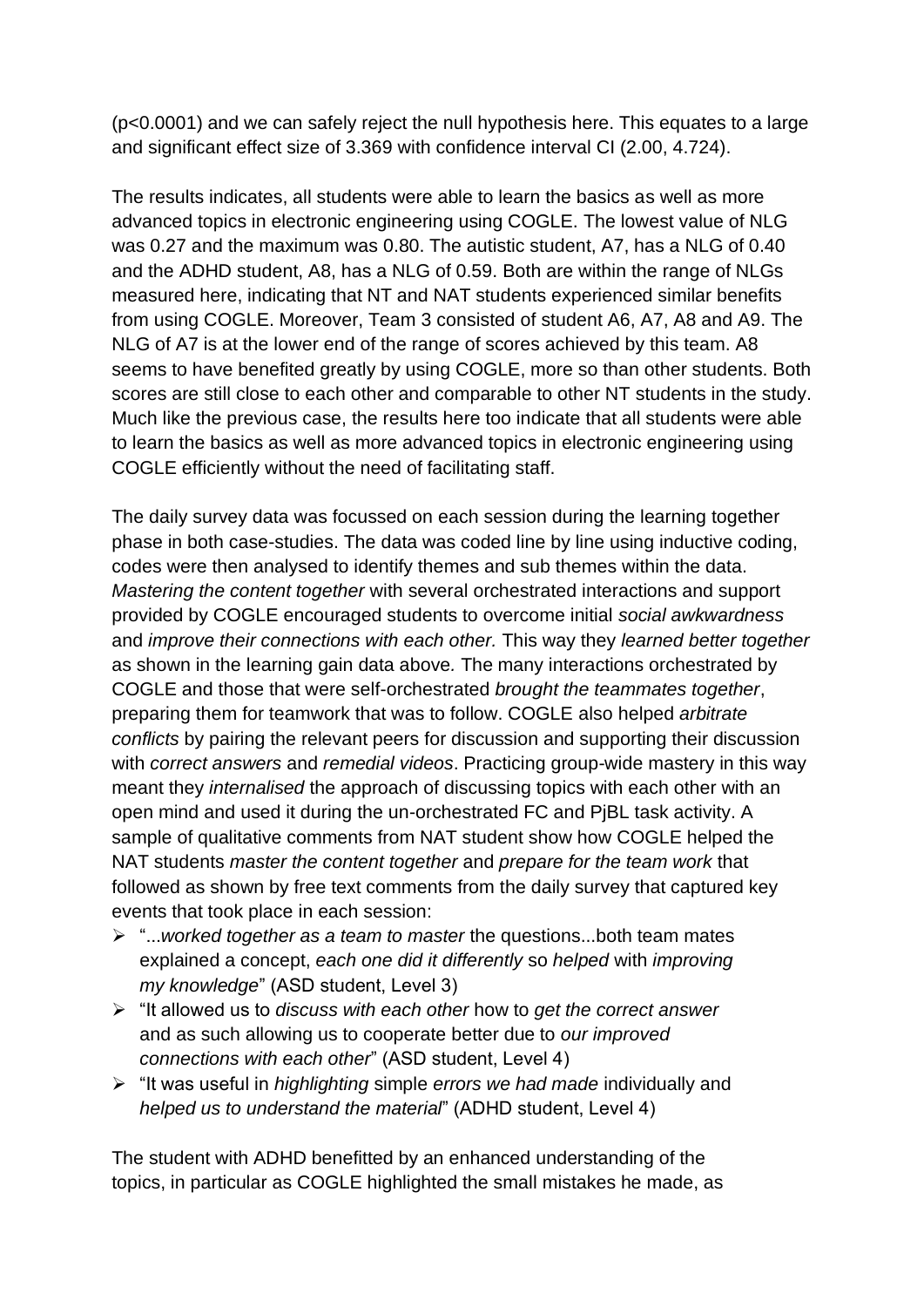($p<0.0001$) and we can safely reject the null hypothesis here. This equates to a large and significant effect size of 3.369 with confidence interval CI (2.00, 4.724).

The results indicates, all students were able to learn the basics as well as more advanced topics in electronic engineering using COGLE. The lowest value of NLG was 0.27 and the maximum was 0.80. The autistic student, A7, has a NLG of 0.40 and the ADHD student, A8, has a NLG of 0.59. Both are within the range of NLGs measured here, indicating that NT and NAT students experienced similar benefits from using COGLE. Moreover, Team 3 consisted of student A6, A7, A8 and A9. The NLG of A7 is at the lower end of the range of scores achieved by this team. A8 seems to have benefited greatly by using COGLE, more so than other students. Both scores are still close to each other and comparable to other NT students in the study. Much like the previous case, the results here too indicate that all students were able to learn the basics as well as more advanced topics in electronic engineering using COGLE efficiently without the need of facilitating staff.

The daily survey data was focussed on each session during the learning together phase in both case-studies. The data was coded line by line using inductive coding, codes were then analysed to identify themes and sub themes within the data. *Mastering the content together* with several orchestrated interactions and support provided by COGLE encouraged students to overcome initial *social awkwardness* and *improve their connections with each other.* This way they *learned better together* as shown in the learning gain data above. The many interactions orchestrated by COGLE and those that were self-orchestrated *brought the teammates together*, preparing them for teamwork that was to follow. COGLE also helped *arbitrate conflicts* by pairing the relevant peers for discussion and supporting their discussion with *correct answers* and *remedial videos*. Practicing group-wide mastery in this way meant they *internalised* the approach of discussing topics with each other with an open mind and used it during the un-orchestrated FC and PjBL task activity. A sample of qualitative comments from NAT student show how COGLE helped the NAT students *master the content together* and *prepare for the team work* that followed as shown by free text comments from the daily survey that captured key events that took place in each session:

- "...*worked together as a team to master* the questions...both team mates explained a concept, *each one did it differently* so *helped* with *improving my knowledge*" (ASD student, Level 3)
- "It allowed us to *discuss with each other* how to *get the correct answer* and as such allowing us to cooperate better due to *our improved connections with each other*" (ASD student, Level 4)
- "It was useful in *highlighting* simple *errors we had made* individually and *helped us to understand the material*" (ADHD student, Level 4)

The student with ADHD benefitted by an enhanced understanding of the topics, in particular as COGLE highlighted the small mistakes he made, as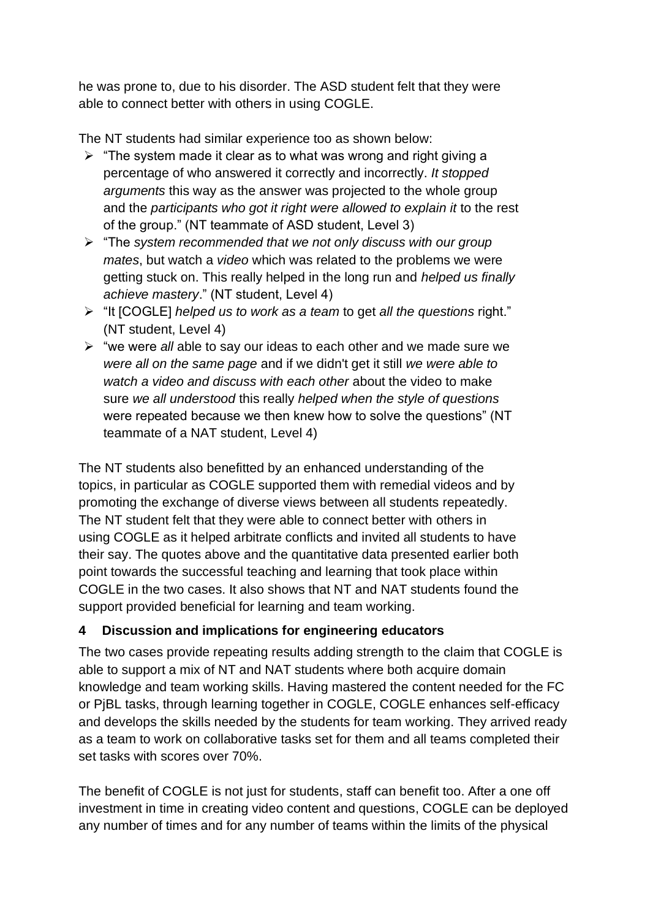he was prone to, due to his disorder. The ASD student felt that they were able to connect better with others in using COGLE.

The NT students had similar experience too as shown below:

- "The system made it clear as to what was wrong and right giving a percentage of who answered it correctly and incorrectly. *It stopped arguments* this way as the answer was projected to the whole group and the *participants who got it right were allowed to explain it* to the rest of the group." (NT teammate of ASD student, Level 3)
- "The *system recommended that we not only discuss with our group mates*, but watch a *video* which was related to the problems we were getting stuck on. This really helped in the long run and *helped us finally achieve mastery*." (NT student, Level 4)
- "It [COGLE] *helped us to work as a team* to get *all the questions* right." (NT student, Level 4)
- "we were *all* able to say our ideas to each other and we made sure we *were all on the same page* and if we didn't get it still *we were able to watch a video and discuss with each other* about the video to make sure *we all understood* this really *helped when the style of questions* were repeated because we then knew how to solve the questions" (NT teammate of a NAT student, Level 4)

The NT students also benefitted by an enhanced understanding of the topics, in particular as COGLE supported them with remedial videos and by promoting the exchange of diverse views between all students repeatedly. The NT student felt that they were able to connect better with others in using COGLE as it helped arbitrate conflicts and invited all students to have their say. The quotes above and the quantitative data presented earlier both point towards the successful teaching and learning that took place within COGLE in the two cases. It also shows that NT and NAT students found the support provided beneficial for learning and team working.

## 4 Discussion and implications for engineering educators

The two cases provide repeating results adding strength to the claim that COGLE is able to support a mix of NT and NAT students where both acquire domain knowledge and team working skills. Having mastered the content needed for the FC or PjBL tasks, through learning together in COGLE, COGLE enhances self-efficacy and develops the skills needed by the students for team working. They arrived ready as a team to work on collaborative tasks set for them and all teams completed their set tasks with scores over 70%.

The benefit of COGLE is not just for students, staff can benefit too. After a one off investment in time in creating video content and questions, COGLE can be deployed any number of times and for any number of teams within the limits of the physical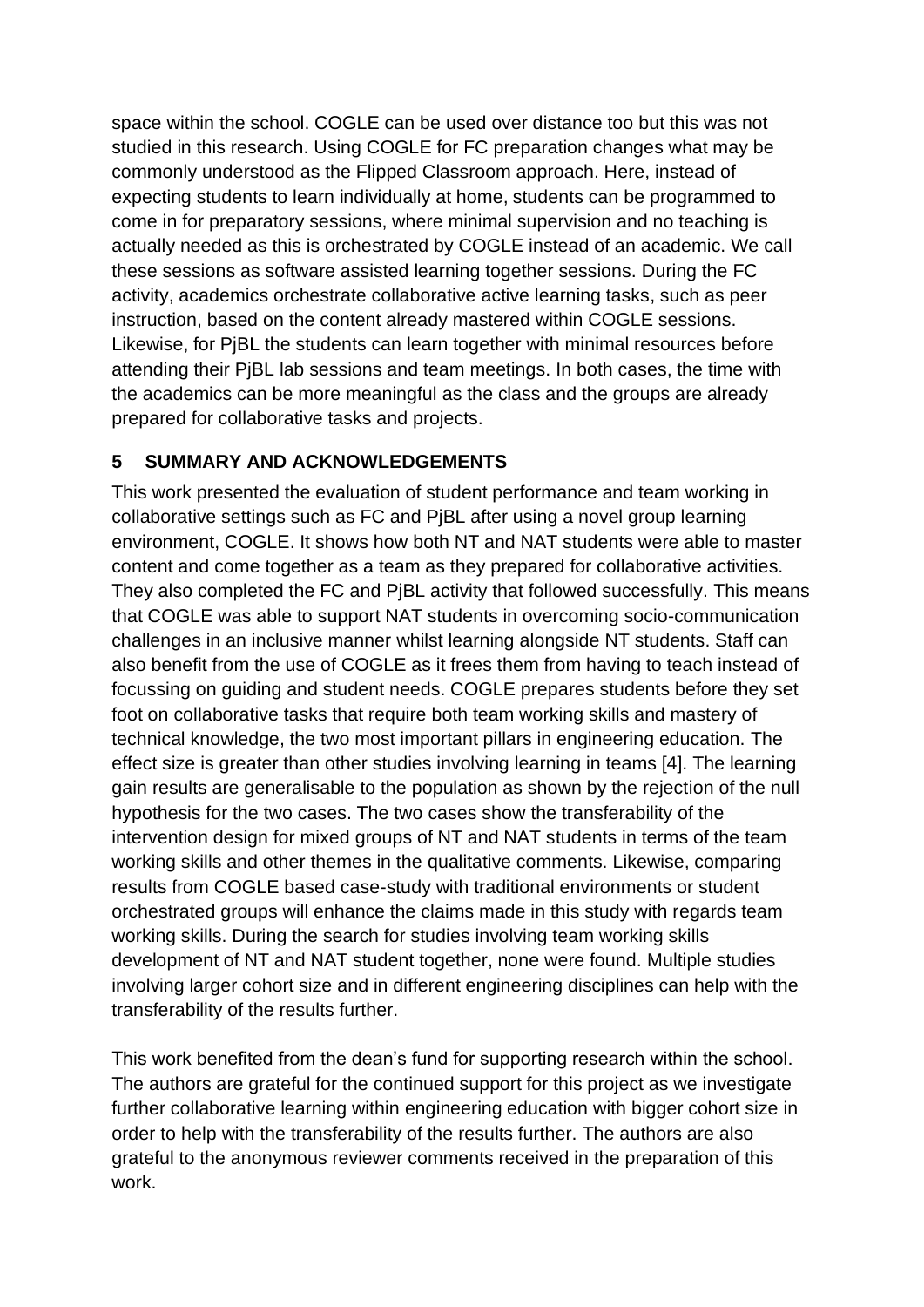space within the school. COGLE can be used over distance too but this was not studied in this research. Using COGLE for FC preparation changes what may be commonly understood as the Flipped Classroom approach. Here, instead of expecting students to learn individually at home, students can be programmed to come in for preparatory sessions, where minimal supervision and no teaching is actually needed as this is orchestrated by COGLE instead of an academic. We call these sessions as software assisted learning together sessions. During the FC activity, academics orchestrate collaborative active learning tasks, such as peer instruction, based on the content already mastered within COGLE sessions. Likewise, for PjBL the students can learn together with minimal resources before attending their PjBL lab sessions and team meetings. In both cases, the time with the academics can be more meaningful as the class and the groups are already prepared for collaborative tasks and projects.

## 5 SUMMARY AND ACKNOWLEDGEMENTS

This work presented the evaluation of student performance and team working in collaborative settings such as FC and PjBL after using a novel group learning environment, COGLE. It shows how both NT and NAT students were able to master content and come together as a team as they prepared for collaborative activities. They also completed the FC and PjBL activity that followed successfully. This means that COGLE was able to support NAT students in overcoming socio-communication challenges in an inclusive manner whilst learning alongside NT students. Staff can also benefit from the use of COGLE as it frees them from having to teach instead of focussing on guiding and student needs. COGLE prepares students before they set foot on collaborative tasks that require both team working skills and mastery of technical knowledge, the two most important pillars in engineering education. The effect size is greater than other studies involving learning in teams [4]. The learning gain results are generalisable to the population as shown by the rejection of the null hypothesis for the two cases. The two cases show the transferability of the intervention design for mixed groups of NT and NAT students in terms of the team working skills and other themes in the qualitative comments. Likewise, comparing results from COGLE based case-study with traditional environments or student orchestrated groups will enhance the claims made in this study with regards team working skills. During the search for studies involving team working skills development of NT and NAT student together, none were found. Multiple studies involving larger cohort size and in different engineering disciplines can help with the transferability of the results further.

This work benefited from the dean's fund for supporting research within the school. The authors are grateful for the continued support for this project as we investigate further collaborative learning within engineering education with bigger cohort size in order to help with the transferability of the results further. The authors are also grateful to the anonymous reviewer comments received in the preparation of this work.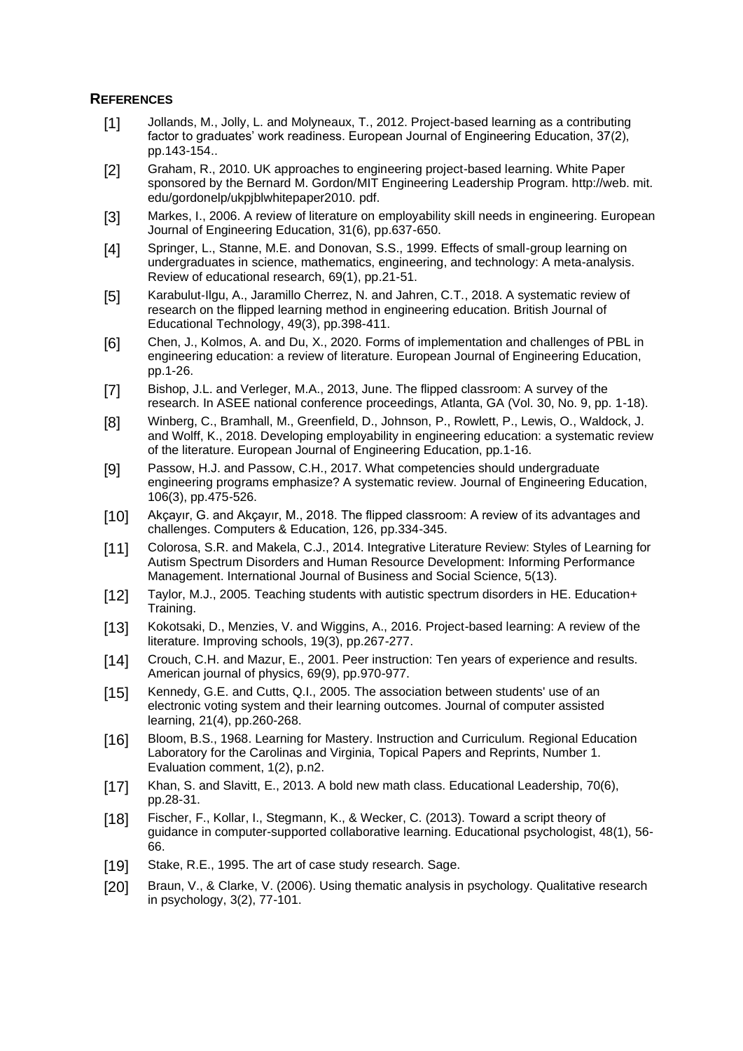## REFERENCES

[1] Jollands, M., Jolly, L. and Molyneaux, T., 2012. Project-based learning as a contributing factor to graduates' work readiness. European Journal of Engineering Education, 37(2), pp.143-154..

[2] Graham, R., 2010. UK approaches to engineering project-based learning. White Paper sponsored by the Bernard M. Gordon/MIT Engineering Leadership Program. http://web. mit. edu/gordonelp/ukpjblwhitepaper2010. pdf.

[3] Markes, I., 2006. A review of literature on employability skill needs in engineering. European Journal of Engineering Education, 31(6), pp.637-650.

[4] Springer, L., Stanne, M.E. and Donovan, S.S., 1999. Effects of small-group learning on undergraduates in science, mathematics, engineering, and technology: A meta-analysis. Review of educational research, 69(1), pp.21-51.

[5] Karabulut-Ilgu, A., Jaramillo Cherrez, N. and Jahren, C.T., 2018. A systematic review of research on the flipped learning method in engineering education. British Journal of Educational Technology, 49(3), pp.398-411.

[6] Chen, J., Kolmos, A. and Du, X., 2020. Forms of implementation and challenges of PBL in engineering education: a review of literature. European Journal of Engineering Education, pp.1-26.

[7] Bishop, J.L. and Verleger, M.A., 2013, June. The flipped classroom: A survey of the research. In ASEE national conference proceedings, Atlanta, GA (Vol. 30, No. 9, pp. 1-18).

[8] Winberg, C., Bramhall, M., Greenfield, D., Johnson, P., Rowlett, P., Lewis, O., Waldock, J. and Wolff, K., 2018. Developing employability in engineering education: a systematic review of the literature. European Journal of Engineering Education, pp.1-16.

[9] Passow, H.J. and Passow, C.H., 2017. What competencies should undergraduate engineering programs emphasize? A systematic review. Journal of Engineering Education, 106(3), pp.475-526.

[10] Akçayır, G. and Akçayır, M., 2018. The flipped classroom: A review of its advantages and challenges. Computers & Education, 126, pp.334-345.

[11] Colorosa, S.R. and Makela, C.J., 2014. Integrative Literature Review: Styles of Learning for Autism Spectrum Disorders and Human Resource Development: Informing Performance Management. International Journal of Business and Social Science, 5(13).

[12] Taylor, M.J., 2005. Teaching students with autistic spectrum disorders in HE. Education+ Training.

[13] Kokotsaki, D., Menzies, V. and Wiggins, A., 2016. Project-based learning: A review of the literature. Improving schools, 19(3), pp.267-277.

[14] Crouch, C.H. and Mazur, E., 2001. Peer instruction: Ten years of experience and results. American journal of physics, 69(9), pp.970-977.

[15] Kennedy, G.E. and Cutts, Q.I., 2005. The association between students' use of an electronic voting system and their learning outcomes. Journal of computer assisted learning, 21(4), pp.260-268.

[16] Bloom, B.S., 1968. Learning for Mastery. Instruction and Curriculum. Regional Education Laboratory for the Carolinas and Virginia, Topical Papers and Reprints, Number 1. Evaluation comment, 1(2), p.n2.

[17] Khan, S. and Slavitt, E., 2013. A bold new math class. Educational Leadership, 70(6), pp.28-31.

[18] Fischer, F., Kollar, I., Stegmann, K., & Wecker, C. (2013). Toward a script theory of guidance in computer-supported collaborative learning. Educational psychologist, 48(1), 56-66.

[19] Stake, R.E., 1995. The art of case study research. Sage.

[20] Braun, V., & Clarke, V. (2006). Using thematic analysis in psychology. Qualitative research in psychology, 3(2), 77-101.